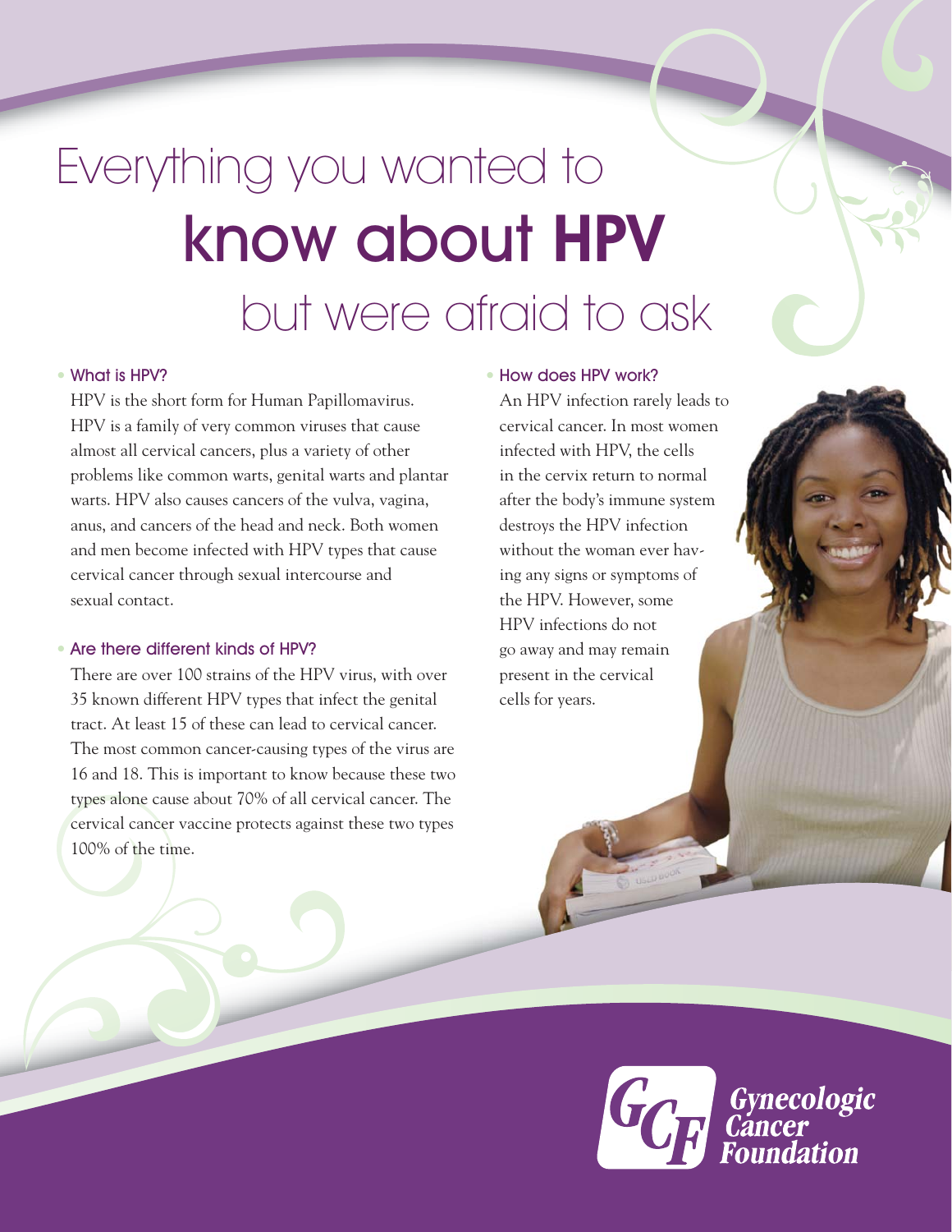# Everything you wanted to know about HPV but were afraid to ask

## What is HPV?

HPV is the short form for Human Papillomavirus. HPV is a family of very common viruses that cause almost all cervical cancers, plus a variety of other problems like common warts, genital warts and plantar warts. HPV also causes cancers of the vulva, vagina, anus, and cancers of the head and neck. Both women and men become infected with HPV types that cause cervical cancer through sexual intercourse and sexual contact.

## Are there different kinds of HPV?

There are over 100 strains of the HPV virus, with over 35 known different HPV types that infect the genital tract. At least 15 of these can lead to cervical cancer. The most common cancer-causing types of the virus are 16 and 18. This is important to know because these two types alone cause about 70% of all cervical cancer. The cervical cancer vaccine protects against these two types 100% of the time.

## How does HPV work?

An HPV infection rarely leads to cervical cancer. In most women infected with HPV, the cells in the cervix return to normal after the body's immune system destroys the HPV infection without the woman ever having any signs or symptoms of the HPV. However, some HPV infections do not go away and may remain present in the cervical cells for years.

Gynecologic Cancer Foundation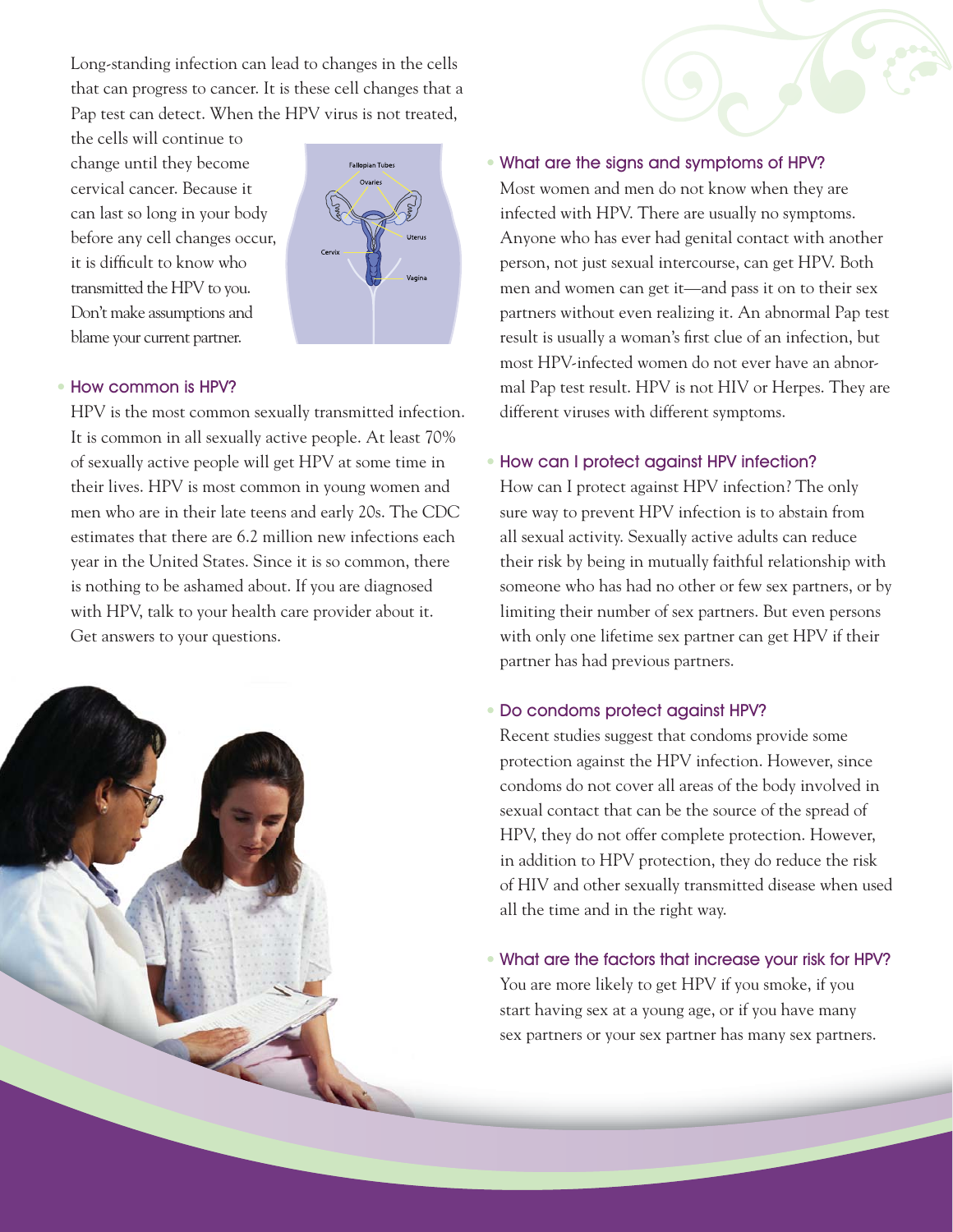Long-standing infection can lead to changes in the cells that can progress to cancer. It is these cell changes that a Pap test can detect. When the HPV virus is not treated, the cells will continue to change until they become cervical cancer. Because it can last so long in your body before any cell changes occur, it is difficult to know who transmitted the HPV to you. Don't make assumptions and blame your current partner.

Fallopian Tubes
Ovaries
Uterus
Cervix
Vagina

## How common is HPV?

HPV is the most common sexually transmitted infection. It is common in all sexually active people. At least 70% of sexually active people will get HPV at some time in their lives. HPV is most common in young women and men who are in their late teens and early 20s. The CDC estimates that there are 6.2 million new infections each year in the United States. Since it is so common, there is nothing to be ashamed about. If you are diagnosed with HPV, talk to your health care provider about it. Get answers to your questions.

## What are the signs and symptoms of HPV?

Most women and men do not know when they are infected with HPV. There are usually no symptoms. Anyone who has ever had genital contact with another person, not just sexual intercourse, can get HPV. Both men and women can get it—and pass it on to their sex partners without even realizing it. An abnormal Pap test result is usually a woman's first clue of an infection, but most HPV-infected women do not ever have an abnormal Pap test result. HPV is not HIV or Herpes. They are different viruses with different symptoms.

## How can I protect against HPV infection?

How can I protect against HPV infection? The only sure way to prevent HPV infection is to abstain from all sexual activity. Sexually active adults can reduce their risk by being in mutually faithful relationship with someone who has had no other or few sex partners, or by limiting their number of sex partners. But even persons with only one lifetime sex partner can get HPV if their partner has had previous partners.

## Do condoms protect against HPV?

Recent studies suggest that condoms provide some protection against the HPV infection. However, since condoms do not cover all areas of the body involved in sexual contact that can be the source of the spread of HPV, they do not offer complete protection. However, in addition to HPV protection, they do reduce the risk of HIV and other sexually transmitted disease when used all the time and in the right way.

## What are the factors that increase your risk for HPV?

You are more likely to get HPV if you smoke, if you start having sex at a young age, or if you have many sex partners or your sex partner has many sex partners.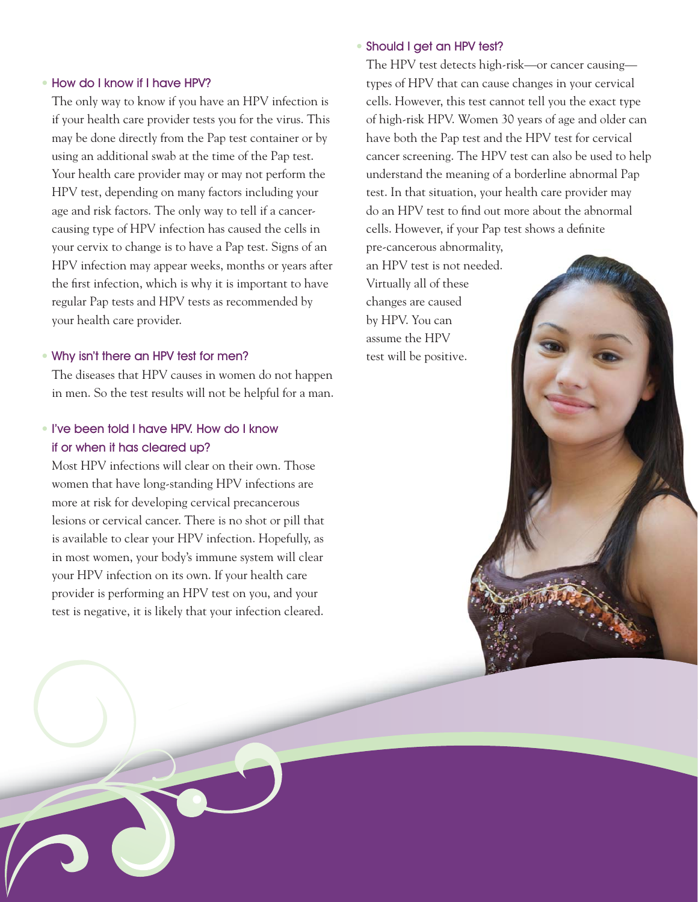### How do I know if I have HPV?

The only way to know if you have an HPV infection is if your health care provider tests you for the virus. This may be done directly from the Pap test container or by using an additional swab at the time of the Pap test. Your health care provider may or may not perform the HPV test, depending on many factors including your age and risk factors. The only way to tell if a cancer-causing type of HPV infection has caused the cells in your cervix to change is to have a Pap test. Signs of an HPV infection may appear weeks, months or years after the first infection, which is why it is important to have regular Pap tests and HPV tests as recommended by your health care provider.

### Why isn't there an HPV test for men?

The diseases that HPV causes in women do not happen in men. So the test results will not be helpful for a man.

### I've been told I have HPV. How do I know if or when it has cleared up?

Most HPV infections will clear on their own. Those women that have long-standing HPV infections are more at risk for developing cervical precancerous lesions or cervical cancer. There is no shot or pill that is available to clear your HPV infection. Hopefully, as in most women, your body's immune system will clear your HPV infection on its own. If your health care provider is performing an HPV test on you, and your test is negative, it is likely that your infection cleared.

### Should I get an HPV test?

The HPV test detects high-risk—or cancer causing—types of HPV that can cause changes in your cervical cells. However, this test cannot tell you the exact type of high-risk HPV. Women 30 years of age and older can have both the Pap test and the HPV test for cervical cancer screening. The HPV test can also be used to help understand the meaning of a borderline abnormal Pap test. In that situation, your health care provider may do an HPV test to find out more about the abnormal cells. However, if your Pap test shows a definite pre-cancerous abnormality, an HPV test is not needed. Virtually all of these changes are caused by HPV. You can assume the HPV test will be positive.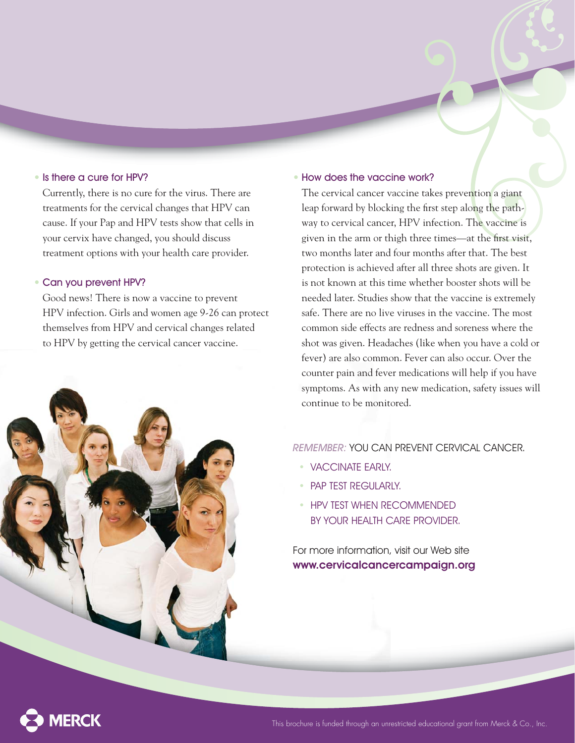- **Is there a cure for HPV?**

  Currently, there is no cure for the virus. There are treatments for the cervical changes that HPV can cause. If your Pap and HPV tests show that cells in your cervix have changed, you should discuss treatment options with your health care provider.

- **Can you prevent HPV?**

  Good news! There is now a vaccine to prevent HPV infection. Girls and women age 9-26 can protect themselves from HPV and cervical changes related to HPV by getting the cervical cancer vaccine.

- **How does the vaccine work?**

  The cervical cancer vaccine takes prevention a giant leap forward by blocking the first step along the pathway to cervical cancer, HPV infection. The vaccine is given in the arm or thigh three times—at the first visit, two months later and four months after that. The best protection is achieved after all three shots are given. It is not known at this time whether booster shots will be needed later. Studies show that the vaccine is extremely safe. There are no live viruses in the vaccine. The most common side effects are redness and soreness where the shot was given. Headaches (like when you have a cold or fever) are also common. Fever can also occur. Over the counter pain and fever medications will help if you have symptoms. As with any new medication, safety issues will continue to be monitored.

*REMEMBER:* YOU CAN PREVENT CERVICAL CANCER.

- VACCINATE EARLY.
- PAP TEST REGULARLY.
- HPV TEST WHEN RECOMMENDED BY YOUR HEALTH CARE PROVIDER.

For more information, visit our Web site
**www.cervicalcancercampaign.org**

MERCK

This brochure is funded through an unrestricted educational grant from Merck & Co., Inc.